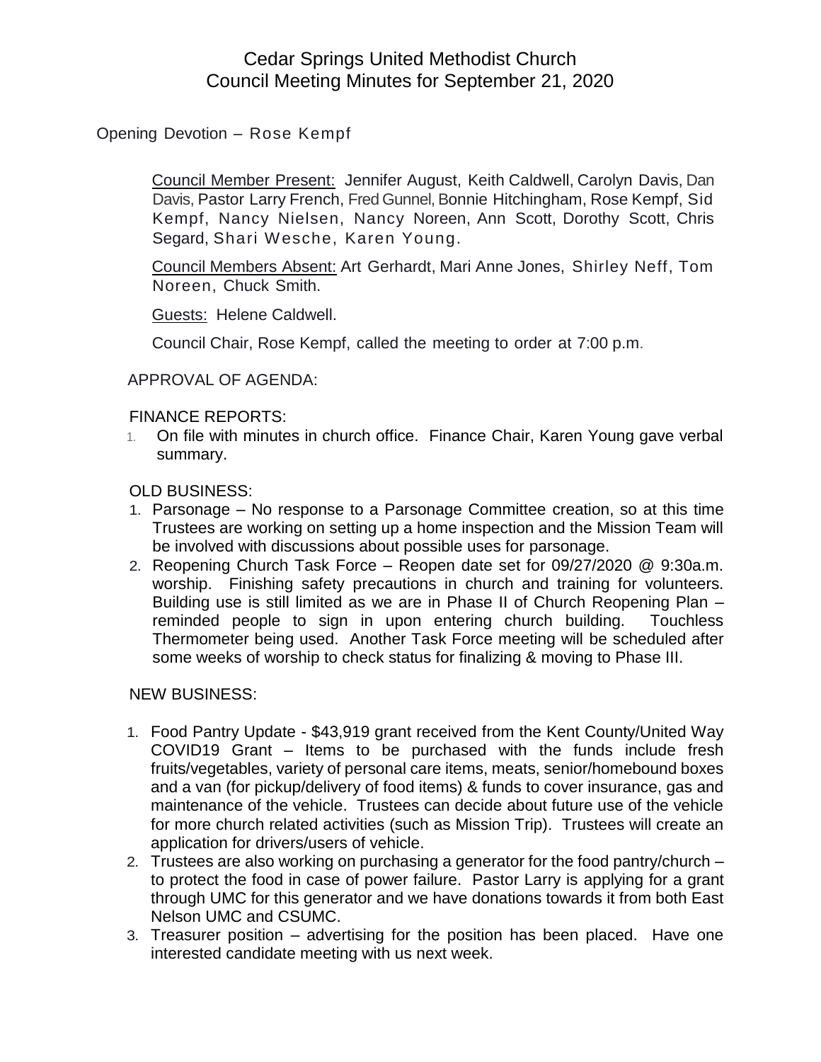# Cedar Springs United Methodist Church
# Council Meeting Minutes for September 21, 2020

Opening Devotion – Rose Kempf

Council Member Present: Jennifer August, Keith Caldwell, Carolyn Davis, Dan Davis, Pastor Larry French, Fred Gunnel, Bonnie Hitchingham, Rose Kempf, Sid Kempf, Nancy Nielsen, Nancy Noreen, Ann Scott, Dorothy Scott, Chris Segard, Shari Wesche, Karen Young.

Council Members Absent: Art Gerhardt, Mari Anne Jones, Shirley Neff, Tom Noreen, Chuck Smith.

Guests: Helene Caldwell.

Council Chair, Rose Kempf, called the meeting to order at 7:00 p.m.

APPROVAL OF AGENDA:

FINANCE REPORTS:

1. On file with minutes in church office. Finance Chair, Karen Young gave verbal summary.

OLD BUSINESS:

1. Parsonage – No response to a Parsonage Committee creation, so at this time Trustees are working on setting up a home inspection and the Mission Team will be involved with discussions about possible uses for parsonage.
2. Reopening Church Task Force – Reopen date set for 09/27/2020 @ 9:30a.m. worship. Finishing safety precautions in church and training for volunteers. Building use is still limited as we are in Phase II of Church Reopening Plan – reminded people to sign in upon entering church building. Touchless Thermometer being used. Another Task Force meeting will be scheduled after some weeks of worship to check status for finalizing & moving to Phase III.

NEW BUSINESS:

1. Food Pantry Update - $43,919 grant received from the Kent County/United Way COVID19 Grant – Items to be purchased with the funds include fresh fruits/vegetables, variety of personal care items, meats, senior/homebound boxes and a van (for pickup/delivery of food items) & funds to cover insurance, gas and maintenance of the vehicle. Trustees can decide about future use of the vehicle for more church related activities (such as Mission Trip). Trustees will create an application for drivers/users of vehicle.
2. Trustees are also working on purchasing a generator for the food pantry/church – to protect the food in case of power failure. Pastor Larry is applying for a grant through UMC for this generator and we have donations towards it from both East Nelson UMC and CSUMC.
3. Treasurer position – advertising for the position has been placed. Have one interested candidate meeting with us next week.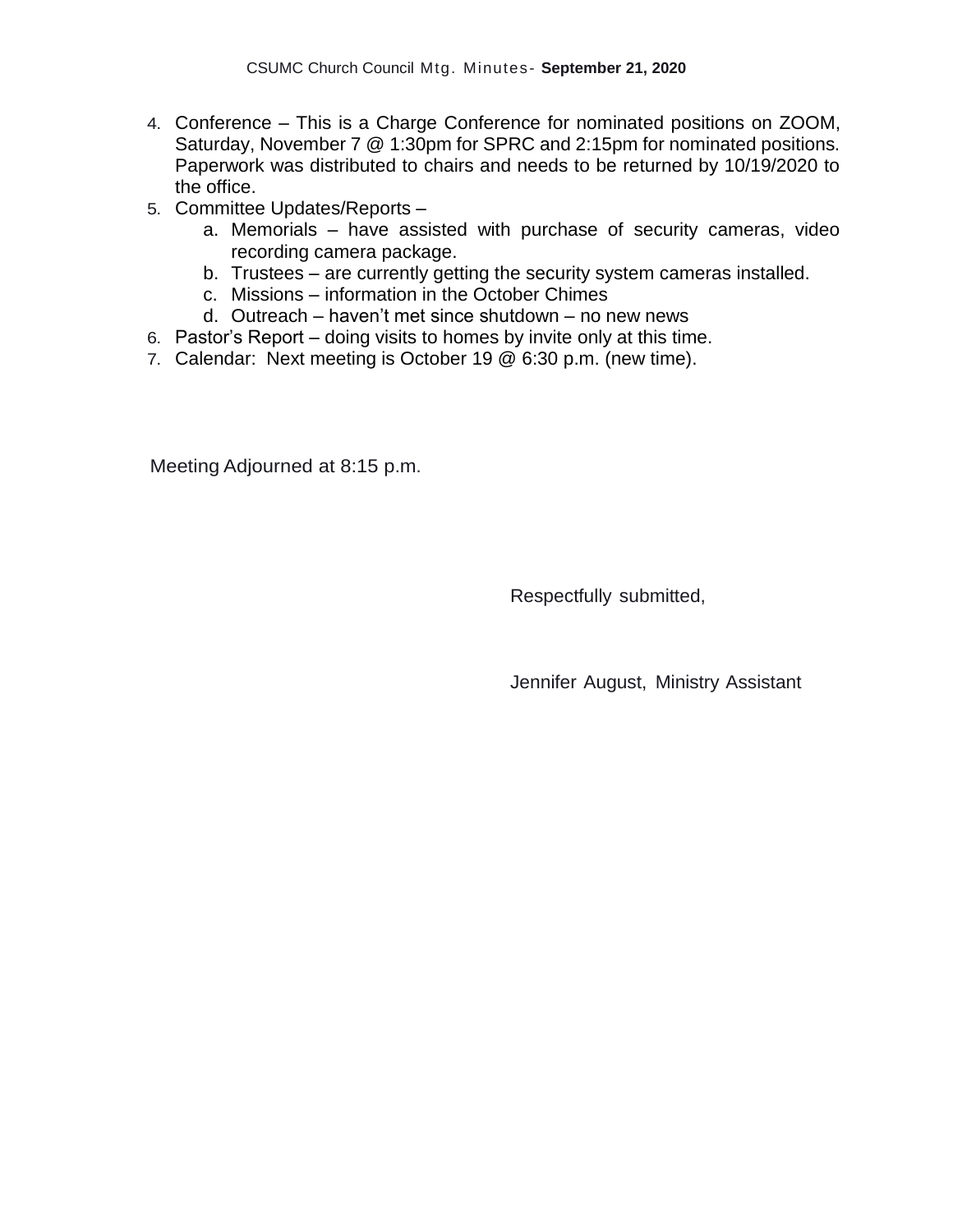4. Conference – This is a Charge Conference for nominated positions on ZOOM, Saturday, November 7 @ 1:30pm for SPRC and 2:15pm for nominated positions. Paperwork was distributed to chairs and needs to be returned by 10/19/2020 to the office.
5. Committee Updates/Reports –
   a. Memorials – have assisted with purchase of security cameras, video recording camera package.
   b. Trustees – are currently getting the security system cameras installed.
   c. Missions – information in the October Chimes
   d. Outreach – haven't met since shutdown – no new news
6. Pastor's Report – doing visits to homes by invite only at this time.
7. Calendar: Next meeting is October 19 @ 6:30 p.m. (new time).

Meeting Adjourned at 8:15 p.m.

Respectfully submitted,

Jennifer August, Ministry Assistant